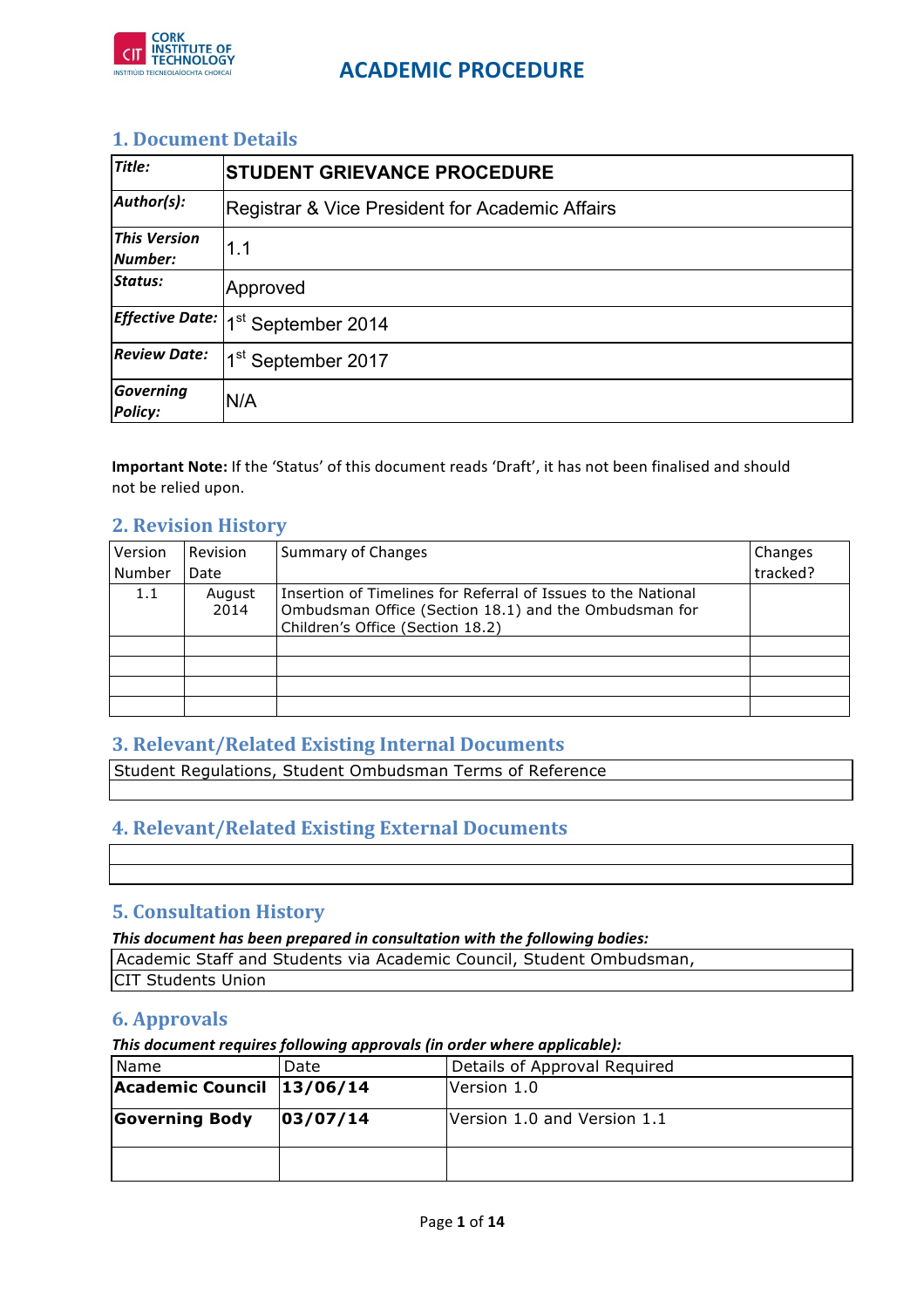# ACADEMIC PROCEDURE

## 1. Document Details

| *Title:* | **STUDENT GRIEVANCE PROCEDURE** |
|---|---|
| *Author(s):* | Registrar & Vice President for Academic Affairs |
| *This Version Number:* | 1.1 |
| *Status:* | Approved |
| *Effective Date:* | 1st September 2014 |
| *Review Date:* | 1st September 2017 |
| *Governing Policy:* | N/A |

**Important Note:** If the 'Status' of this document reads 'Draft', it has not been finalised and should not be relied upon.

## 2. Revision History

| Version Number | Revision Date | Summary of Changes | Changes tracked? |
|---|---|---|---|
| 1.1 | August 2014 | Insertion of Timelines for Referral of Issues to the National Ombudsman Office (Section 18.1) and the Ombudsman for Children's Office (Section 18.2) | |
| | | | |
| | | | |
| | | | |
| | | | |

## 3. Relevant/Related Existing Internal Documents

| Student Regulations, Student Ombudsman Terms of Reference |
|---|
| |

## 4. Relevant/Related Existing External Documents

| |
|---|
| |

## 5. Consultation History

***This document has been prepared in consultation with the following bodies:***

| Academic Staff and Students via Academic Council, Student Ombudsman, |
|---|
| CIT Students Union |

## 6. Approvals

***This document requires following approvals (in order where applicable):***

| Name | Date | Details of Approval Required |
|---|---|---|
| **Academic Council** | **13/06/14** | Version 1.0 |
| **Governing Body** | **03/07/14** | Version 1.0 and Version 1.1 |
| | | |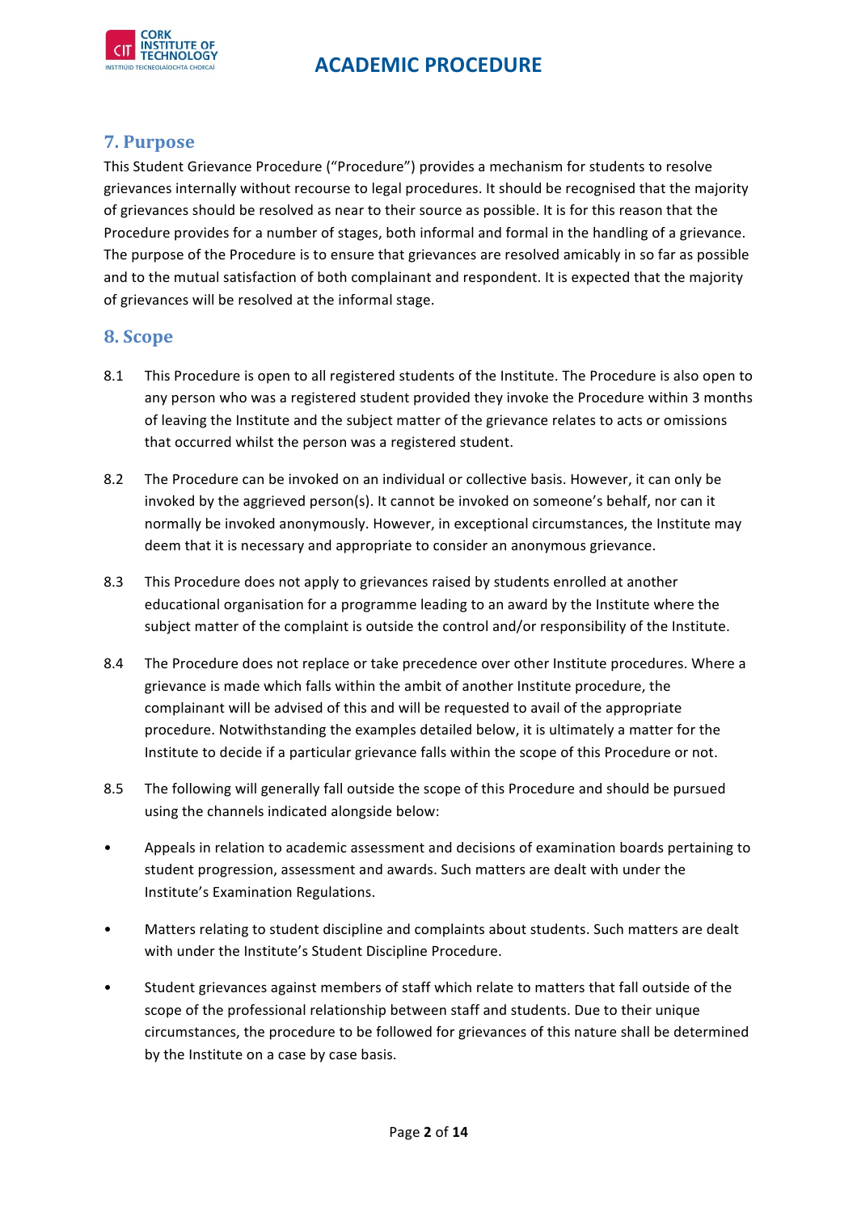## 7. Purpose

This Student Grievance Procedure ("Procedure") provides a mechanism for students to resolve grievances internally without recourse to legal procedures. It should be recognised that the majority of grievances should be resolved as near to their source as possible. It is for this reason that the Procedure provides for a number of stages, both informal and formal in the handling of a grievance. The purpose of the Procedure is to ensure that grievances are resolved amicably in so far as possible and to the mutual satisfaction of both complainant and respondent. It is expected that the majority of grievances will be resolved at the informal stage.

## 8. Scope

8.1 This Procedure is open to all registered students of the Institute. The Procedure is also open to any person who was a registered student provided they invoke the Procedure within 3 months of leaving the Institute and the subject matter of the grievance relates to acts or omissions that occurred whilst the person was a registered student.

8.2 The Procedure can be invoked on an individual or collective basis. However, it can only be invoked by the aggrieved person(s). It cannot be invoked on someone's behalf, nor can it normally be invoked anonymously. However, in exceptional circumstances, the Institute may deem that it is necessary and appropriate to consider an anonymous grievance.

8.3 This Procedure does not apply to grievances raised by students enrolled at another educational organisation for a programme leading to an award by the Institute where the subject matter of the complaint is outside the control and/or responsibility of the Institute.

8.4 The Procedure does not replace or take precedence over other Institute procedures. Where a grievance is made which falls within the ambit of another Institute procedure, the complainant will be advised of this and will be requested to avail of the appropriate procedure. Notwithstanding the examples detailed below, it is ultimately a matter for the Institute to decide if a particular grievance falls within the scope of this Procedure or not.

8.5 The following will generally fall outside the scope of this Procedure and should be pursued using the channels indicated alongside below:

- Appeals in relation to academic assessment and decisions of examination boards pertaining to student progression, assessment and awards. Such matters are dealt with under the Institute's Examination Regulations.
- Matters relating to student discipline and complaints about students. Such matters are dealt with under the Institute's Student Discipline Procedure.
- Student grievances against members of staff which relate to matters that fall outside of the scope of the professional relationship between staff and students. Due to their unique circumstances, the procedure to be followed for grievances of this nature shall be determined by the Institute on a case by case basis.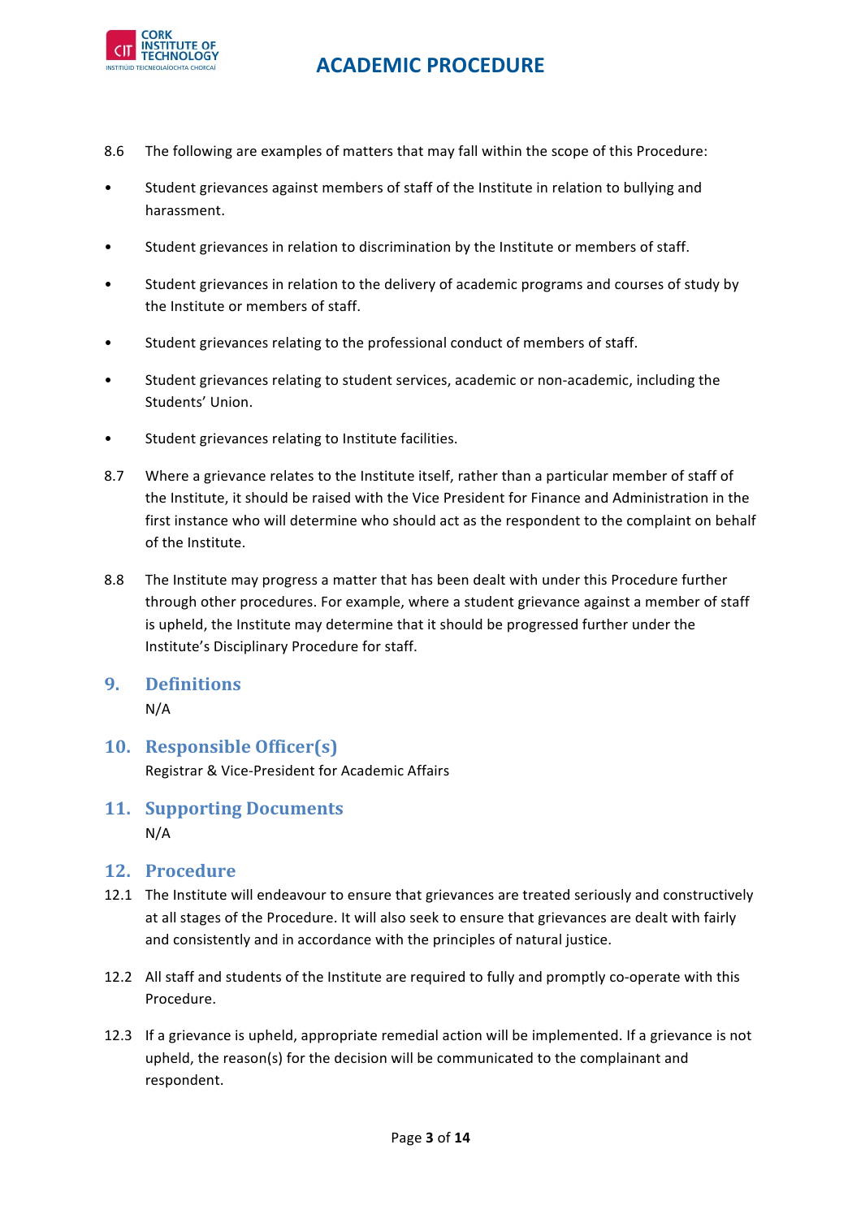8.6 The following are examples of matters that may fall within the scope of this Procedure:

- Student grievances against members of staff of the Institute in relation to bullying and harassment.
- Student grievances in relation to discrimination by the Institute or members of staff.
- Student grievances in relation to the delivery of academic programs and courses of study by the Institute or members of staff.
- Student grievances relating to the professional conduct of members of staff.
- Student grievances relating to student services, academic or non-academic, including the Students' Union.
- Student grievances relating to Institute facilities.

8.7 Where a grievance relates to the Institute itself, rather than a particular member of staff of the Institute, it should be raised with the Vice President for Finance and Administration in the first instance who will determine who should act as the respondent to the complaint on behalf of the Institute.

8.8 The Institute may progress a matter that has been dealt with under this Procedure further through other procedures. For example, where a student grievance against a member of staff is upheld, the Institute may determine that it should be progressed further under the Institute's Disciplinary Procedure for staff.

## 9. Definitions

N/A

## 10. Responsible Officer(s)

Registrar & Vice-President for Academic Affairs

## 11. Supporting Documents

N/A

## 12. Procedure

12.1 The Institute will endeavour to ensure that grievances are treated seriously and constructively at all stages of the Procedure. It will also seek to ensure that grievances are dealt with fairly and consistently and in accordance with the principles of natural justice.

12.2 All staff and students of the Institute are required to fully and promptly co-operate with this Procedure.

12.3 If a grievance is upheld, appropriate remedial action will be implemented. If a grievance is not upheld, the reason(s) for the decision will be communicated to the complainant and respondent.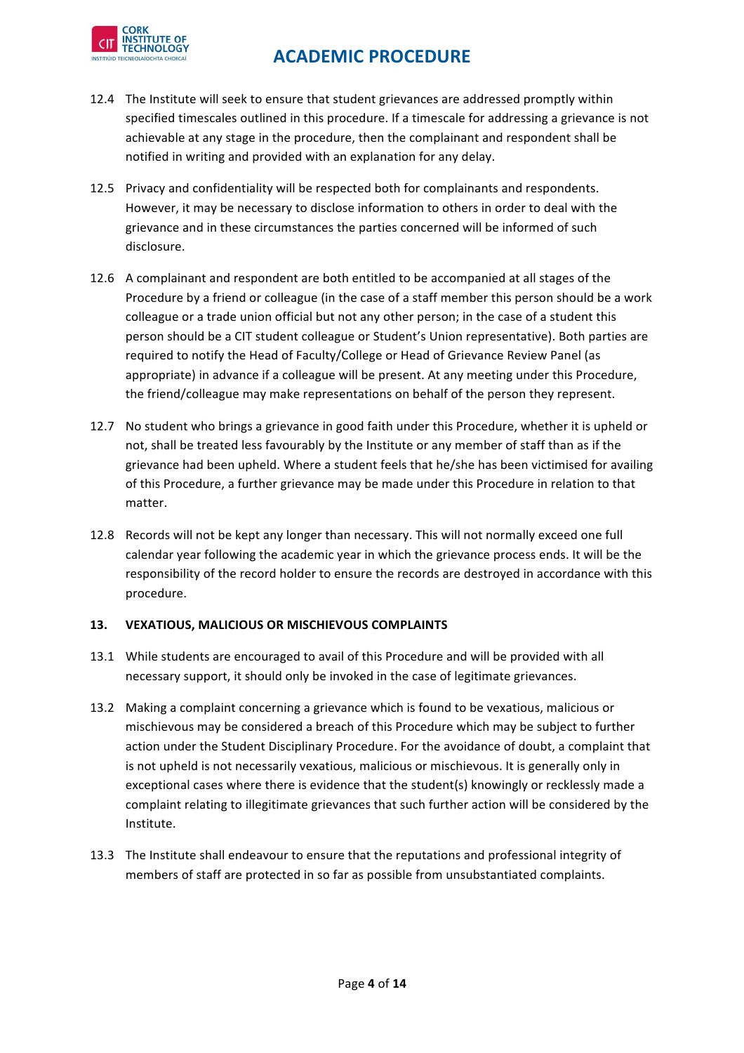12.4 The Institute will seek to ensure that student grievances are addressed promptly within specified timescales outlined in this procedure. If a timescale for addressing a grievance is not achievable at any stage in the procedure, then the complainant and respondent shall be notified in writing and provided with an explanation for any delay.

12.5 Privacy and confidentiality will be respected both for complainants and respondents. However, it may be necessary to disclose information to others in order to deal with the grievance and in these circumstances the parties concerned will be informed of such disclosure.

12.6 A complainant and respondent are both entitled to be accompanied at all stages of the Procedure by a friend or colleague (in the case of a staff member this person should be a work colleague or a trade union official but not any other person; in the case of a student this person should be a CIT student colleague or Student's Union representative). Both parties are required to notify the Head of Faculty/College or Head of Grievance Review Panel (as appropriate) in advance if a colleague will be present. At any meeting under this Procedure, the friend/colleague may make representations on behalf of the person they represent.

12.7 No student who brings a grievance in good faith under this Procedure, whether it is upheld or not, shall be treated less favourably by the Institute or any member of staff than as if the grievance had been upheld. Where a student feels that he/she has been victimised for availing of this Procedure, a further grievance may be made under this Procedure in relation to that matter.

12.8 Records will not be kept any longer than necessary. This will not normally exceed one full calendar year following the academic year in which the grievance process ends. It will be the responsibility of the record holder to ensure the records are destroyed in accordance with this procedure.

## 13. VEXATIOUS, MALICIOUS OR MISCHIEVOUS COMPLAINTS

13.1 While students are encouraged to avail of this Procedure and will be provided with all necessary support, it should only be invoked in the case of legitimate grievances.

13.2 Making a complaint concerning a grievance which is found to be vexatious, malicious or mischievous may be considered a breach of this Procedure which may be subject to further action under the Student Disciplinary Procedure. For the avoidance of doubt, a complaint that is not upheld is not necessarily vexatious, malicious or mischievous. It is generally only in exceptional cases where there is evidence that the student(s) knowingly or recklessly made a complaint relating to illegitimate grievances that such further action will be considered by the Institute.

13.3 The Institute shall endeavour to ensure that the reputations and professional integrity of members of staff are protected in so far as possible from unsubstantiated complaints.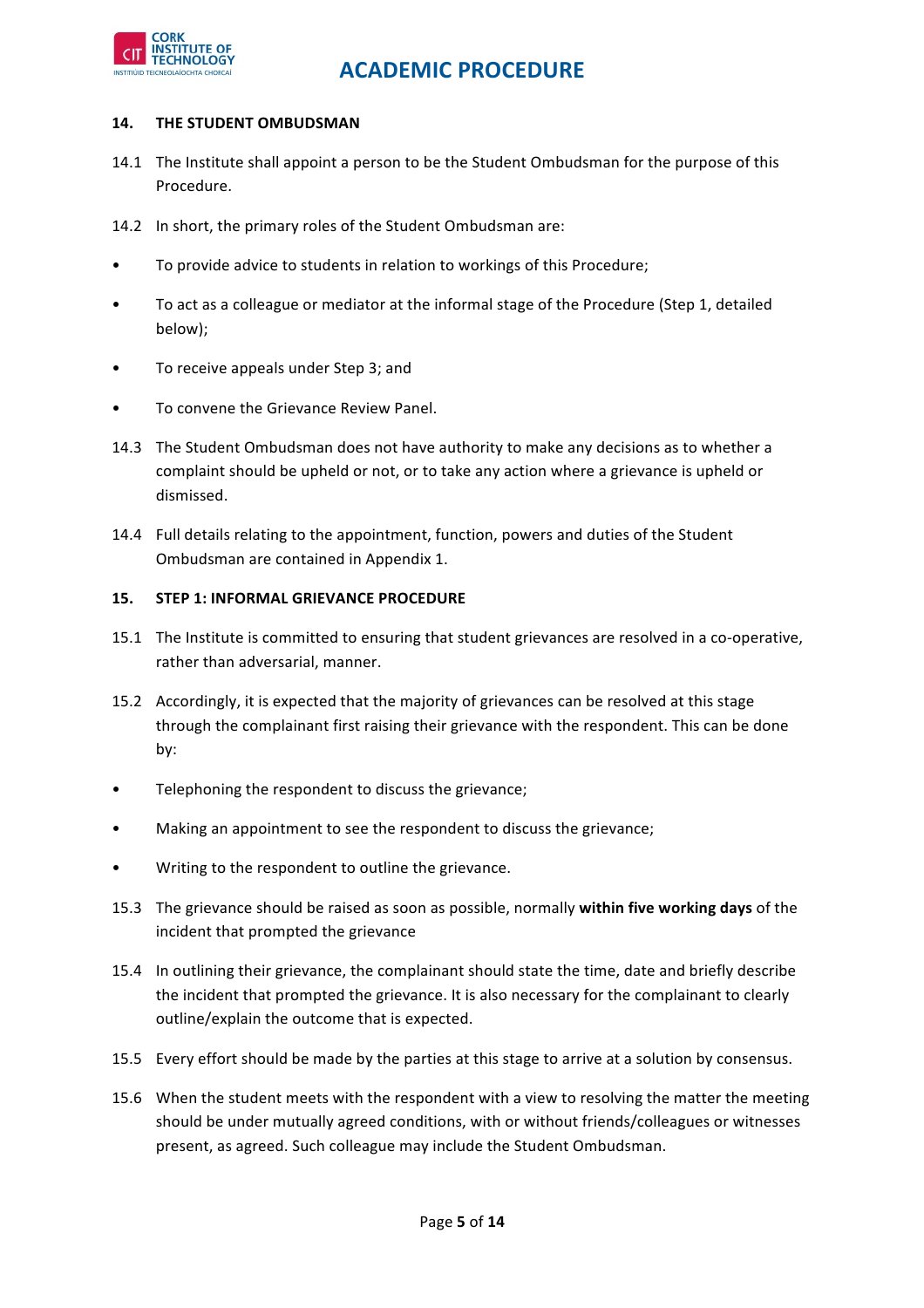## 14. THE STUDENT OMBUDSMAN

14.1 The Institute shall appoint a person to be the Student Ombudsman for the purpose of this Procedure.

14.2 In short, the primary roles of the Student Ombudsman are:

- To provide advice to students in relation to workings of this Procedure;
- To act as a colleague or mediator at the informal stage of the Procedure (Step 1, detailed below);
- To receive appeals under Step 3; and
- To convene the Grievance Review Panel.

14.3 The Student Ombudsman does not have authority to make any decisions as to whether a complaint should be upheld or not, or to take any action where a grievance is upheld or dismissed.

14.4 Full details relating to the appointment, function, powers and duties of the Student Ombudsman are contained in Appendix 1.

## 15. STEP 1: INFORMAL GRIEVANCE PROCEDURE

15.1 The Institute is committed to ensuring that student grievances are resolved in a co-operative, rather than adversarial, manner.

15.2 Accordingly, it is expected that the majority of grievances can be resolved at this stage through the complainant first raising their grievance with the respondent. This can be done by:

- Telephoning the respondent to discuss the grievance;
- Making an appointment to see the respondent to discuss the grievance;
- Writing to the respondent to outline the grievance.

15.3 The grievance should be raised as soon as possible, normally **within five working days** of the incident that prompted the grievance

15.4 In outlining their grievance, the complainant should state the time, date and briefly describe the incident that prompted the grievance. It is also necessary for the complainant to clearly outline/explain the outcome that is expected.

15.5 Every effort should be made by the parties at this stage to arrive at a solution by consensus.

15.6 When the student meets with the respondent with a view to resolving the matter the meeting should be under mutually agreed conditions, with or without friends/colleagues or witnesses present, as agreed. Such colleague may include the Student Ombudsman.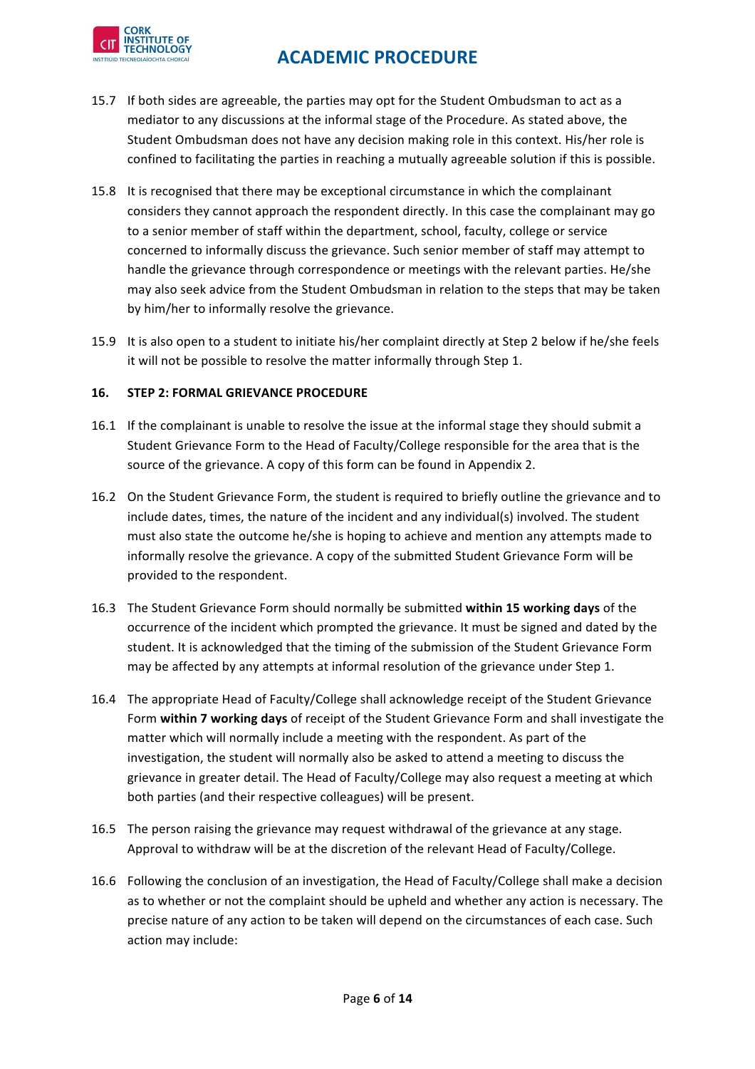15.7 If both sides are agreeable, the parties may opt for the Student Ombudsman to act as a mediator to any discussions at the informal stage of the Procedure. As stated above, the Student Ombudsman does not have any decision making role in this context. His/her role is confined to facilitating the parties in reaching a mutually agreeable solution if this is possible.

15.8 It is recognised that there may be exceptional circumstance in which the complainant considers they cannot approach the respondent directly. In this case the complainant may go to a senior member of staff within the department, school, faculty, college or service concerned to informally discuss the grievance. Such senior member of staff may attempt to handle the grievance through correspondence or meetings with the relevant parties. He/she may also seek advice from the Student Ombudsman in relation to the steps that may be taken by him/her to informally resolve the grievance.

15.9 It is also open to a student to initiate his/her complaint directly at Step 2 below if he/she feels it will not be possible to resolve the matter informally through Step 1.

## 16. STEP 2: FORMAL GRIEVANCE PROCEDURE

16.1 If the complainant is unable to resolve the issue at the informal stage they should submit a Student Grievance Form to the Head of Faculty/College responsible for the area that is the source of the grievance. A copy of this form can be found in Appendix 2.

16.2 On the Student Grievance Form, the student is required to briefly outline the grievance and to include dates, times, the nature of the incident and any individual(s) involved. The student must also state the outcome he/she is hoping to achieve and mention any attempts made to informally resolve the grievance. A copy of the submitted Student Grievance Form will be provided to the respondent.

16.3 The Student Grievance Form should normally be submitted **within 15 working days** of the occurrence of the incident which prompted the grievance. It must be signed and dated by the student. It is acknowledged that the timing of the submission of the Student Grievance Form may be affected by any attempts at informal resolution of the grievance under Step 1.

16.4 The appropriate Head of Faculty/College shall acknowledge receipt of the Student Grievance Form **within 7 working days** of receipt of the Student Grievance Form and shall investigate the matter which will normally include a meeting with the respondent. As part of the investigation, the student will normally also be asked to attend a meeting to discuss the grievance in greater detail. The Head of Faculty/College may also request a meeting at which both parties (and their respective colleagues) will be present.

16.5 The person raising the grievance may request withdrawal of the grievance at any stage. Approval to withdraw will be at the discretion of the relevant Head of Faculty/College.

16.6 Following the conclusion of an investigation, the Head of Faculty/College shall make a decision as to whether or not the complaint should be upheld and whether any action is necessary. The precise nature of any action to be taken will depend on the circumstances of each case. Such action may include: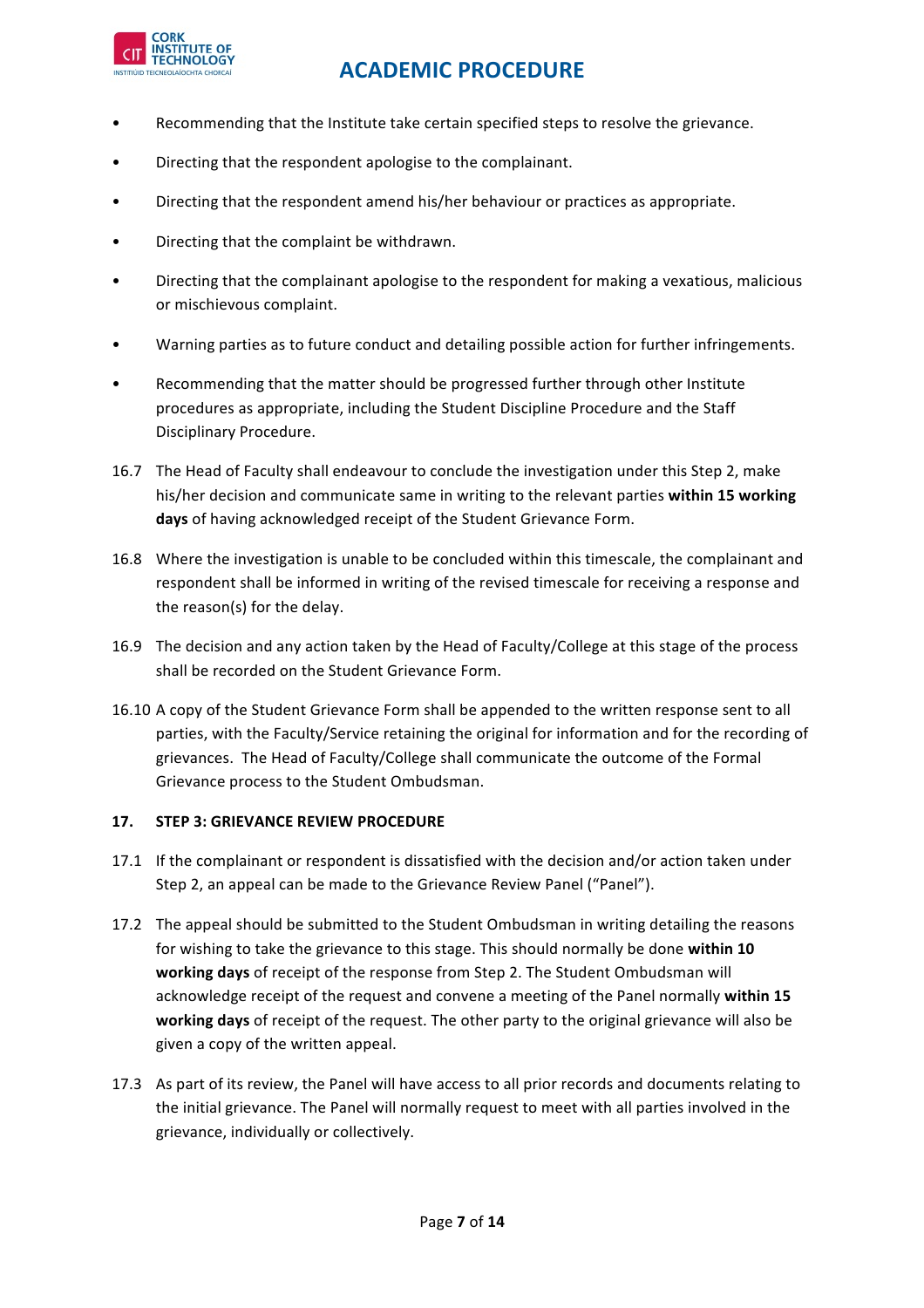- Recommending that the Institute take certain specified steps to resolve the grievance.
- Directing that the respondent apologise to the complainant.
- Directing that the respondent amend his/her behaviour or practices as appropriate.
- Directing that the complaint be withdrawn.
- Directing that the complainant apologise to the respondent for making a vexatious, malicious or mischievous complaint.
- Warning parties as to future conduct and detailing possible action for further infringements.
- Recommending that the matter should be progressed further through other Institute procedures as appropriate, including the Student Discipline Procedure and the Staff Disciplinary Procedure.

16.7 The Head of Faculty shall endeavour to conclude the investigation under this Step 2, make his/her decision and communicate same in writing to the relevant parties **within 15 working days** of having acknowledged receipt of the Student Grievance Form.

16.8 Where the investigation is unable to be concluded within this timescale, the complainant and respondent shall be informed in writing of the revised timescale for receiving a response and the reason(s) for the delay.

16.9 The decision and any action taken by the Head of Faculty/College at this stage of the process shall be recorded on the Student Grievance Form.

16.10 A copy of the Student Grievance Form shall be appended to the written response sent to all parties, with the Faculty/Service retaining the original for information and for the recording of grievances. The Head of Faculty/College shall communicate the outcome of the Formal Grievance process to the Student Ombudsman.

## 17. STEP 3: GRIEVANCE REVIEW PROCEDURE

17.1 If the complainant or respondent is dissatisfied with the decision and/or action taken under Step 2, an appeal can be made to the Grievance Review Panel ("Panel").

17.2 The appeal should be submitted to the Student Ombudsman in writing detailing the reasons for wishing to take the grievance to this stage. This should normally be done **within 10 working days** of receipt of the response from Step 2. The Student Ombudsman will acknowledge receipt of the request and convene a meeting of the Panel normally **within 15 working days** of receipt of the request. The other party to the original grievance will also be given a copy of the written appeal.

17.3 As part of its review, the Panel will have access to all prior records and documents relating to the initial grievance. The Panel will normally request to meet with all parties involved in the grievance, individually or collectively.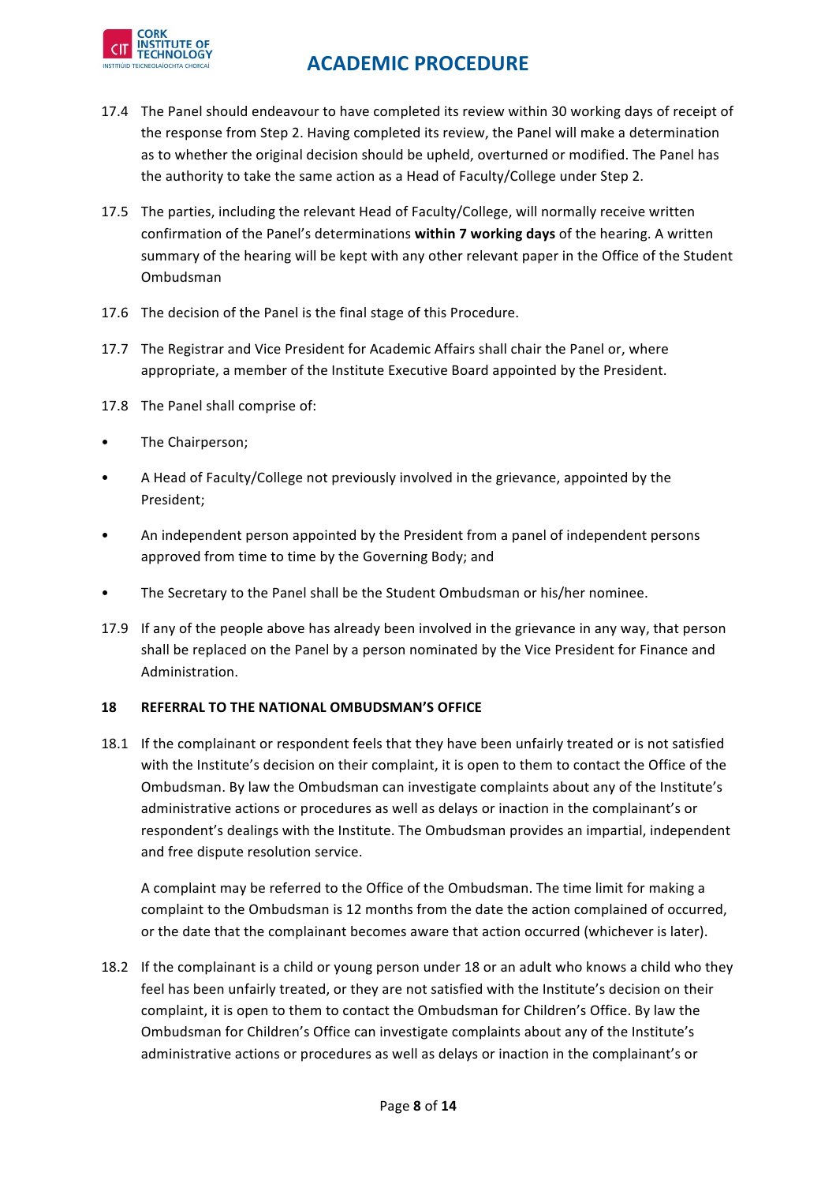17.4 The Panel should endeavour to have completed its review within 30 working days of receipt of the response from Step 2. Having completed its review, the Panel will make a determination as to whether the original decision should be upheld, overturned or modified. The Panel has the authority to take the same action as a Head of Faculty/College under Step 2.

17.5 The parties, including the relevant Head of Faculty/College, will normally receive written confirmation of the Panel's determinations **within 7 working days** of the hearing. A written summary of the hearing will be kept with any other relevant paper in the Office of the Student Ombudsman

17.6 The decision of the Panel is the final stage of this Procedure.

17.7 The Registrar and Vice President for Academic Affairs shall chair the Panel or, where appropriate, a member of the Institute Executive Board appointed by the President.

17.8 The Panel shall comprise of:

- The Chairperson;
- A Head of Faculty/College not previously involved in the grievance, appointed by the President;
- An independent person appointed by the President from a panel of independent persons approved from time to time by the Governing Body; and
- The Secretary to the Panel shall be the Student Ombudsman or his/her nominee.

17.9 If any of the people above has already been involved in the grievance in any way, that person shall be replaced on the Panel by a person nominated by the Vice President for Finance and Administration.

## 18 REFERRAL TO THE NATIONAL OMBUDSMAN'S OFFICE

18.1 If the complainant or respondent feels that they have been unfairly treated or is not satisfied with the Institute's decision on their complaint, it is open to them to contact the Office of the Ombudsman. By law the Ombudsman can investigate complaints about any of the Institute's administrative actions or procedures as well as delays or inaction in the complainant's or respondent's dealings with the Institute. The Ombudsman provides an impartial, independent and free dispute resolution service.

A complaint may be referred to the Office of the Ombudsman. The time limit for making a complaint to the Ombudsman is 12 months from the date the action complained of occurred, or the date that the complainant becomes aware that action occurred (whichever is later).

18.2 If the complainant is a child or young person under 18 or an adult who knows a child who they feel has been unfairly treated, or they are not satisfied with the Institute's decision on their complaint, it is open to them to contact the Ombudsman for Children's Office. By law the Ombudsman for Children's Office can investigate complaints about any of the Institute's administrative actions or procedures as well as delays or inaction in the complainant's or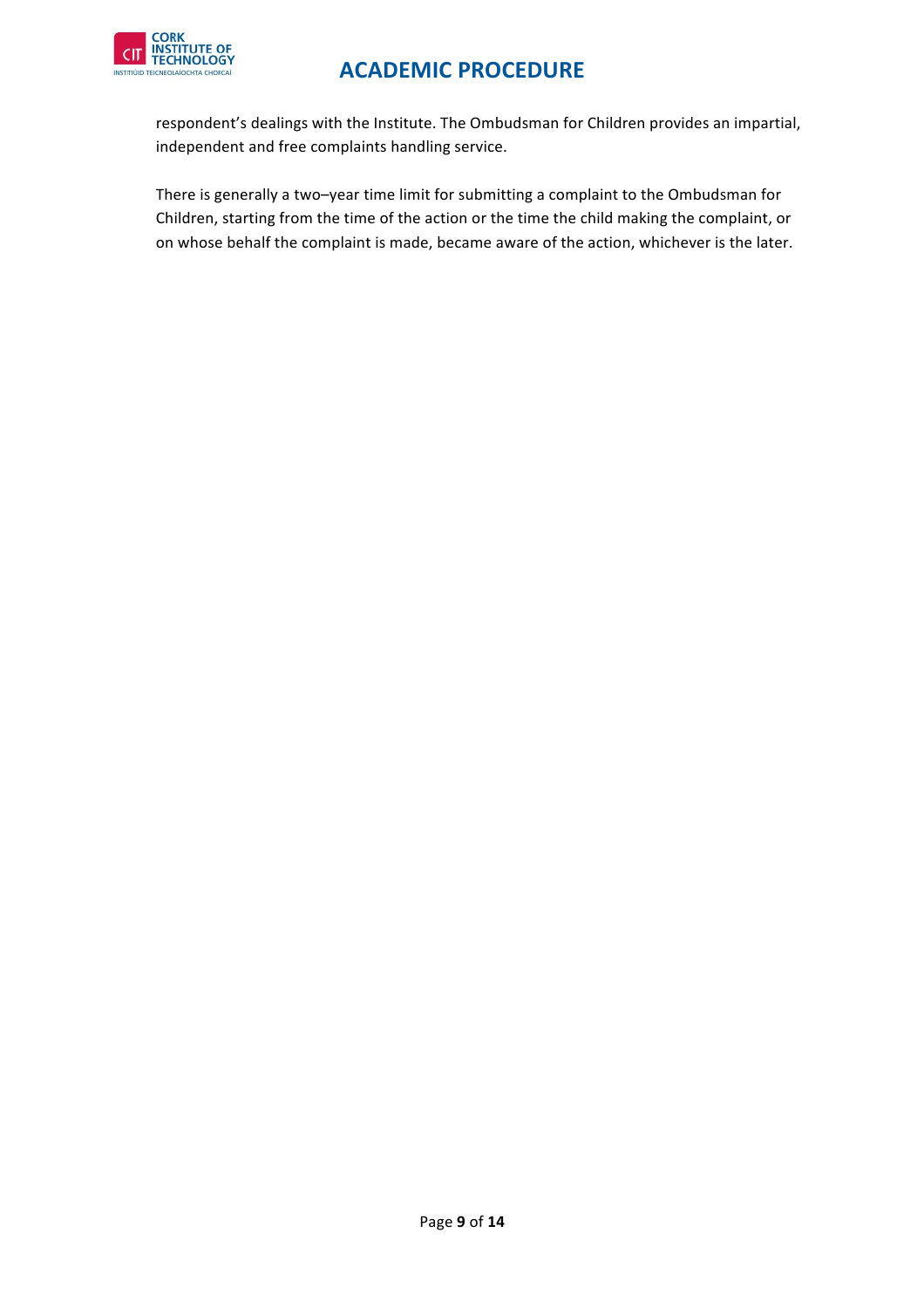respondent's dealings with the Institute. The Ombudsman for Children provides an impartial, independent and free complaints handling service.

There is generally a two–year time limit for submitting a complaint to the Ombudsman for Children, starting from the time of the action or the time the child making the complaint, or on whose behalf the complaint is made, became aware of the action, whichever is the later.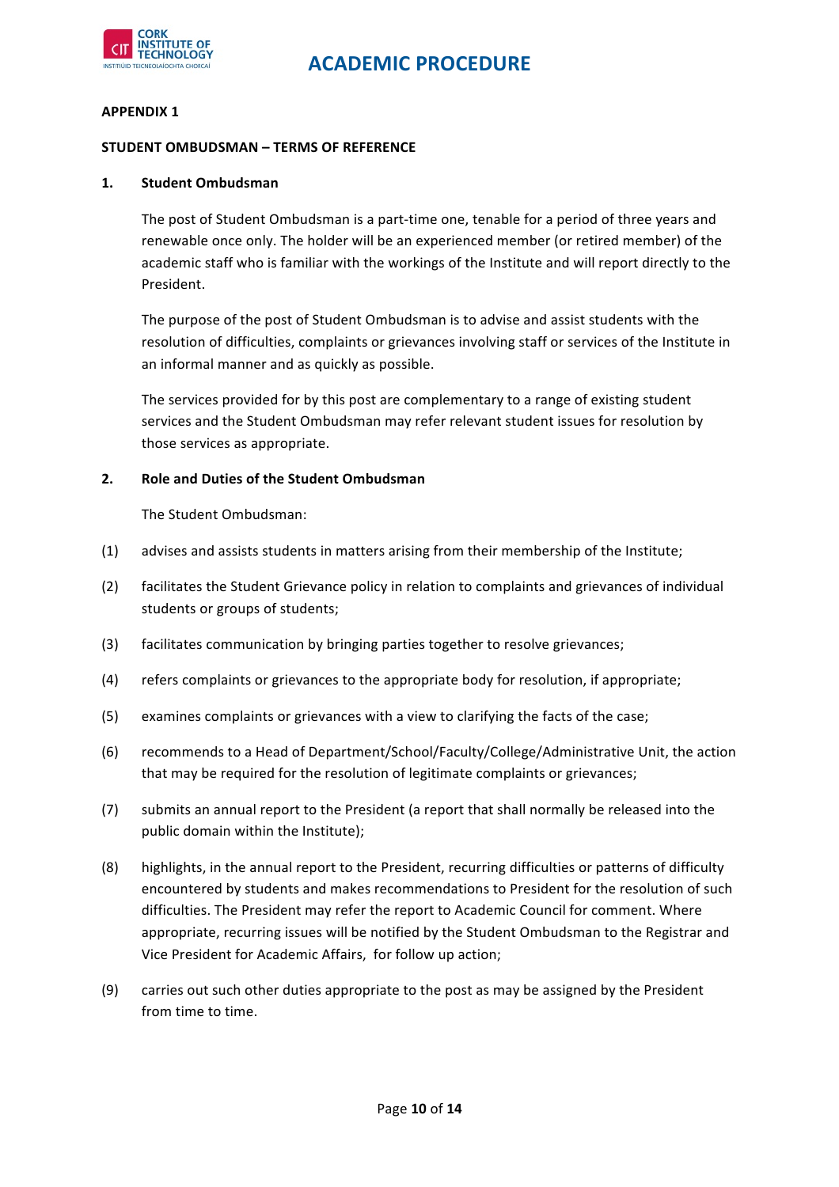**APPENDIX 1**

**STUDENT OMBUDSMAN – TERMS OF REFERENCE**

**1. Student Ombudsman**

The post of Student Ombudsman is a part-time one, tenable for a period of three years and renewable once only. The holder will be an experienced member (or retired member) of the academic staff who is familiar with the workings of the Institute and will report directly to the President.

The purpose of the post of Student Ombudsman is to advise and assist students with the resolution of difficulties, complaints or grievances involving staff or services of the Institute in an informal manner and as quickly as possible.

The services provided for by this post are complementary to a range of existing student services and the Student Ombudsman may refer relevant student issues for resolution by those services as appropriate.

**2. Role and Duties of the Student Ombudsman**

The Student Ombudsman:

(1) advises and assists students in matters arising from their membership of the Institute;

(2) facilitates the Student Grievance policy in relation to complaints and grievances of individual students or groups of students;

(3) facilitates communication by bringing parties together to resolve grievances;

(4) refers complaints or grievances to the appropriate body for resolution, if appropriate;

(5) examines complaints or grievances with a view to clarifying the facts of the case;

(6) recommends to a Head of Department/School/Faculty/College/Administrative Unit, the action that may be required for the resolution of legitimate complaints or grievances;

(7) submits an annual report to the President (a report that shall normally be released into the public domain within the Institute);

(8) highlights, in the annual report to the President, recurring difficulties or patterns of difficulty encountered by students and makes recommendations to President for the resolution of such difficulties. The President may refer the report to Academic Council for comment. Where appropriate, recurring issues will be notified by the Student Ombudsman to the Registrar and Vice President for Academic Affairs, for follow up action;

(9) carries out such other duties appropriate to the post as may be assigned by the President from time to time.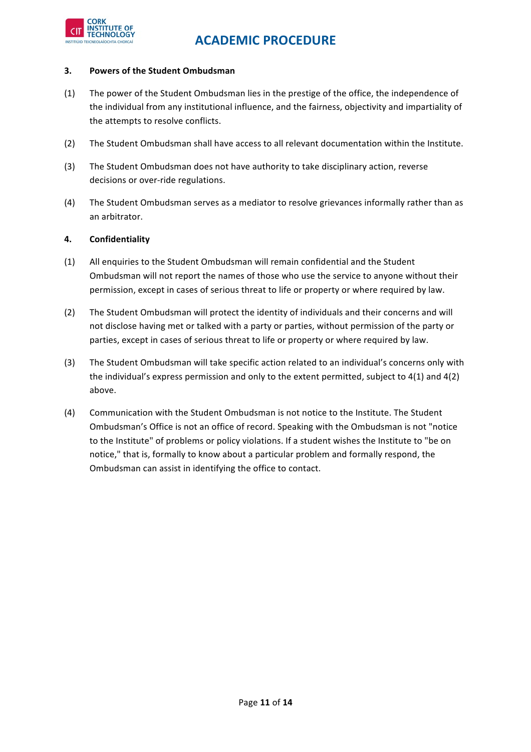### 3. Powers of the Student Ombudsman

(1) The power of the Student Ombudsman lies in the prestige of the office, the independence of the individual from any institutional influence, and the fairness, objectivity and impartiality of the attempts to resolve conflicts.

(2) The Student Ombudsman shall have access to all relevant documentation within the Institute.

(3) The Student Ombudsman does not have authority to take disciplinary action, reverse decisions or over-ride regulations.

(4) The Student Ombudsman serves as a mediator to resolve grievances informally rather than as an arbitrator.

### 4. Confidentiality

(1) All enquiries to the Student Ombudsman will remain confidential and the Student Ombudsman will not report the names of those who use the service to anyone without their permission, except in cases of serious threat to life or property or where required by law.

(2) The Student Ombudsman will protect the identity of individuals and their concerns and will not disclose having met or talked with a party or parties, without permission of the party or parties, except in cases of serious threat to life or property or where required by law.

(3) The Student Ombudsman will take specific action related to an individual's concerns only with the individual's express permission and only to the extent permitted, subject to 4(1) and 4(2) above.

(4) Communication with the Student Ombudsman is not notice to the Institute. The Student Ombudsman's Office is not an office of record. Speaking with the Ombudsman is not "notice to the Institute" of problems or policy violations. If a student wishes the Institute to "be on notice," that is, formally to know about a particular problem and formally respond, the Ombudsman can assist in identifying the office to contact.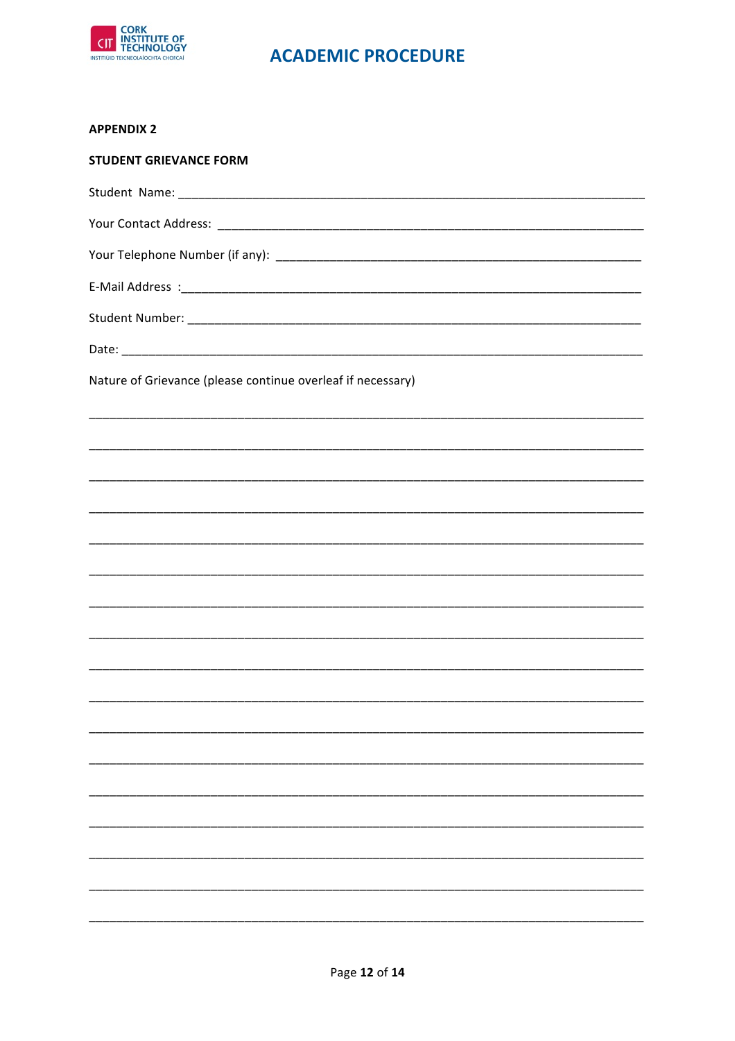**APPENDIX 2**

**STUDENT GRIEVANCE FORM**

Student Name: ______________________________________________________________________

Your Contact Address: ________________________________________________________________

Your Telephone Number (if any): ________________________________________________________

E-Mail Address :_____________________________________________________________________

Student Number: _____________________________________________________________________

Date: ______________________________________________________________________________

Nature of Grievance (please continue overleaf if necessary)

____________________________________________________________________________________

____________________________________________________________________________________

____________________________________________________________________________________

____________________________________________________________________________________

____________________________________________________________________________________

____________________________________________________________________________________

____________________________________________________________________________________

____________________________________________________________________________________

____________________________________________________________________________________

____________________________________________________________________________________

____________________________________________________________________________________

____________________________________________________________________________________

____________________________________________________________________________________

____________________________________________________________________________________

____________________________________________________________________________________

____________________________________________________________________________________

____________________________________________________________________________________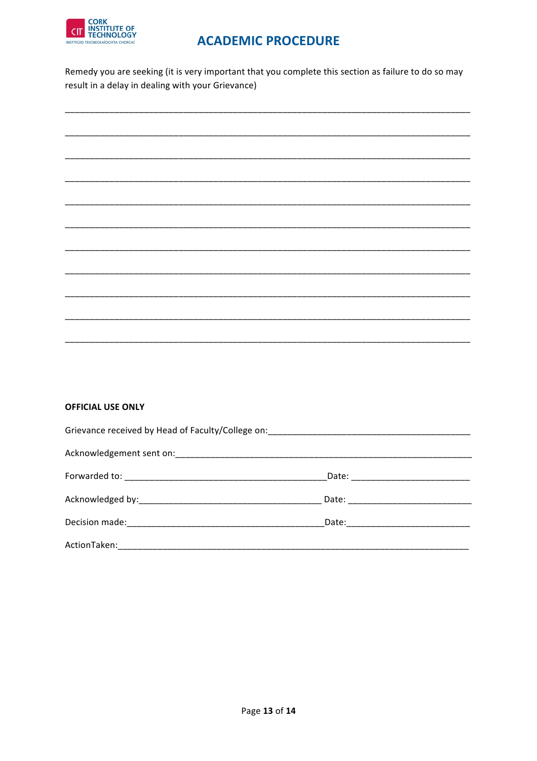Remedy you are seeking (it is very important that you complete this section as failure to do so may result in a delay in dealing with your Grievance)

_______________________________________________________________________________

_______________________________________________________________________________

_______________________________________________________________________________

_______________________________________________________________________________

_______________________________________________________________________________

_______________________________________________________________________________

_______________________________________________________________________________

_______________________________________________________________________________

_______________________________________________________________________________

_______________________________________________________________________________

_______________________________________________________________________________

**OFFICIAL USE ONLY**

Grievance received by Head of Faculty/College on:_________________________________________

Acknowledgement sent on:_____________________________________________________________

Forwarded to: _________________________________________Date: ________________________

Acknowledged by:_____________________________________ Date: _________________________

Decision made:________________________________________Date:_________________________

ActionTaken:__________________________________________________________________________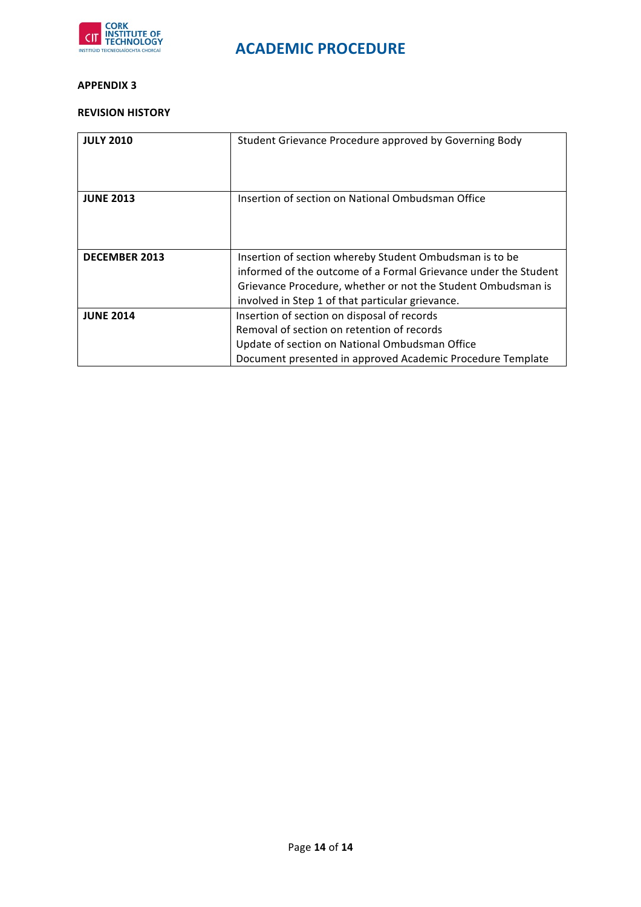**APPENDIX 3**

**REVISION HISTORY**

| | |
|---|---|
| **JULY 2010** | Student Grievance Procedure approved by Governing Body |
| **JUNE 2013** | Insertion of section on National Ombudsman Office |
| **DECEMBER 2013** | Insertion of section whereby Student Ombudsman is to be informed of the outcome of a Formal Grievance under the Student Grievance Procedure, whether or not the Student Ombudsman is involved in Step 1 of that particular grievance. |
| **JUNE 2014** | Insertion of section on disposal of records<br>Removal of section on retention of records<br>Update of section on National Ombudsman Office<br>Document presented in approved Academic Procedure Template |